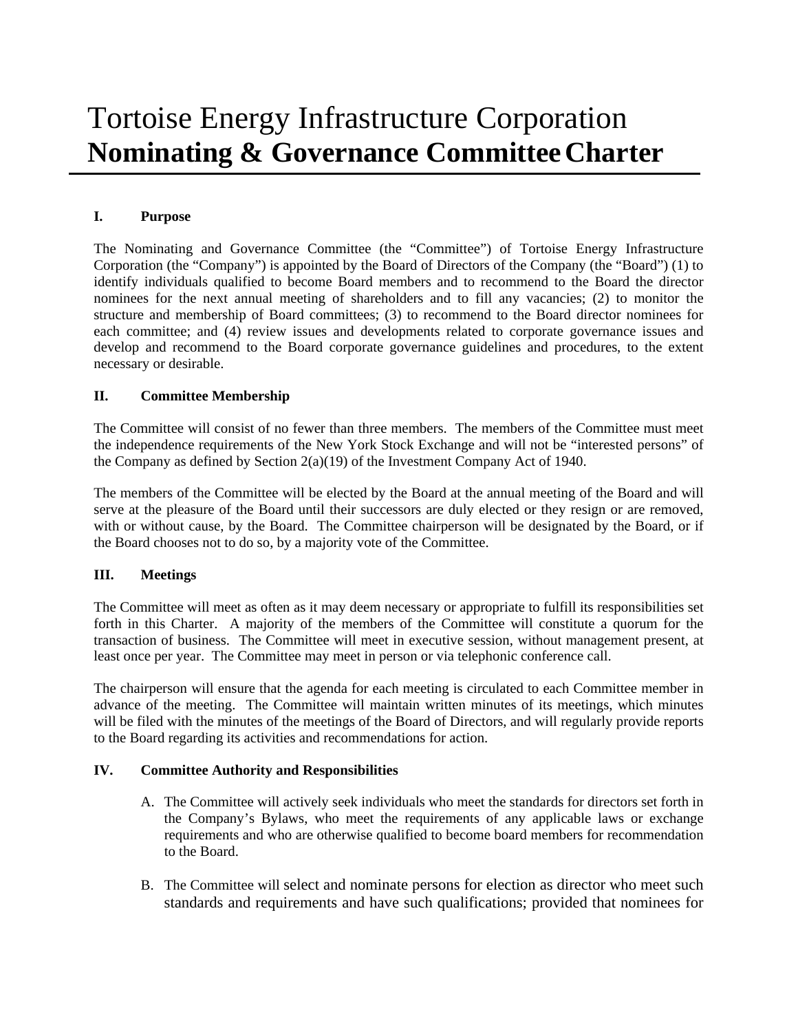# Tortoise Energy Infrastructure Corporation
# **Nominating & Governance Committee Charter**

## I. Purpose

The Nominating and Governance Committee (the "Committee") of Tortoise Energy Infrastructure Corporation (the "Company") is appointed by the Board of Directors of the Company (the "Board") (1) to identify individuals qualified to become Board members and to recommend to the Board the director nominees for the next annual meeting of shareholders and to fill any vacancies; (2) to monitor the structure and membership of Board committees; (3) to recommend to the Board director nominees for each committee; and (4) review issues and developments related to corporate governance issues and develop and recommend to the Board corporate governance guidelines and procedures, to the extent necessary or desirable.

## II. Committee Membership

The Committee will consist of no fewer than three members. The members of the Committee must meet the independence requirements of the New York Stock Exchange and will not be "interested persons" of the Company as defined by Section 2(a)(19) of the Investment Company Act of 1940.

The members of the Committee will be elected by the Board at the annual meeting of the Board and will serve at the pleasure of the Board until their successors are duly elected or they resign or are removed, with or without cause, by the Board. The Committee chairperson will be designated by the Board, or if the Board chooses not to do so, by a majority vote of the Committee.

## III. Meetings

The Committee will meet as often as it may deem necessary or appropriate to fulfill its responsibilities set forth in this Charter. A majority of the members of the Committee will constitute a quorum for the transaction of business. The Committee will meet in executive session, without management present, at least once per year. The Committee may meet in person or via telephonic conference call.

The chairperson will ensure that the agenda for each meeting is circulated to each Committee member in advance of the meeting. The Committee will maintain written minutes of its meetings, which minutes will be filed with the minutes of the meetings of the Board of Directors, and will regularly provide reports to the Board regarding its activities and recommendations for action.

## IV. Committee Authority and Responsibilities

A. The Committee will actively seek individuals who meet the standards for directors set forth in the Company's Bylaws, who meet the requirements of any applicable laws or exchange requirements and who are otherwise qualified to become board members for recommendation to the Board.

B. The Committee will select and nominate persons for election as director who meet such standards and requirements and have such qualifications; provided that nominees for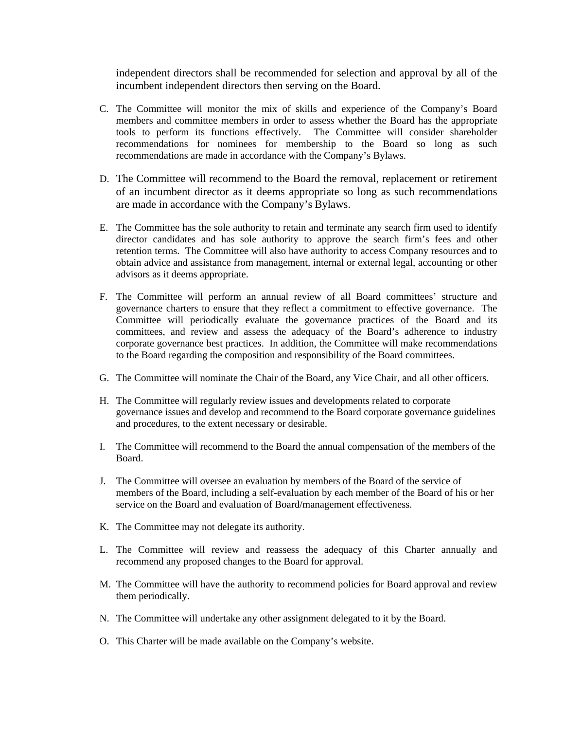independent directors shall be recommended for selection and approval by all of the incumbent independent directors then serving on the Board.

C. The Committee will monitor the mix of skills and experience of the Company's Board members and committee members in order to assess whether the Board has the appropriate tools to perform its functions effectively. The Committee will consider shareholder recommendations for nominees for membership to the Board so long as such recommendations are made in accordance with the Company's Bylaws.

D. The Committee will recommend to the Board the removal, replacement or retirement of an incumbent director as it deems appropriate so long as such recommendations are made in accordance with the Company's Bylaws.

E. The Committee has the sole authority to retain and terminate any search firm used to identify director candidates and has sole authority to approve the search firm's fees and other retention terms. The Committee will also have authority to access Company resources and to obtain advice and assistance from management, internal or external legal, accounting or other advisors as it deems appropriate.

F. The Committee will perform an annual review of all Board committees' structure and governance charters to ensure that they reflect a commitment to effective governance. The Committee will periodically evaluate the governance practices of the Board and its committees, and review and assess the adequacy of the Board's adherence to industry corporate governance best practices. In addition, the Committee will make recommendations to the Board regarding the composition and responsibility of the Board committees.

G. The Committee will nominate the Chair of the Board, any Vice Chair, and all other officers.

H. The Committee will regularly review issues and developments related to corporate governance issues and develop and recommend to the Board corporate governance guidelines and procedures, to the extent necessary or desirable.

I. The Committee will recommend to the Board the annual compensation of the members of the Board.

J. The Committee will oversee an evaluation by members of the Board of the service of members of the Board, including a self-evaluation by each member of the Board of his or her service on the Board and evaluation of Board/management effectiveness.

K. The Committee may not delegate its authority.

L. The Committee will review and reassess the adequacy of this Charter annually and recommend any proposed changes to the Board for approval.

M. The Committee will have the authority to recommend policies for Board approval and review them periodically.

N. The Committee will undertake any other assignment delegated to it by the Board.

O. This Charter will be made available on the Company's website.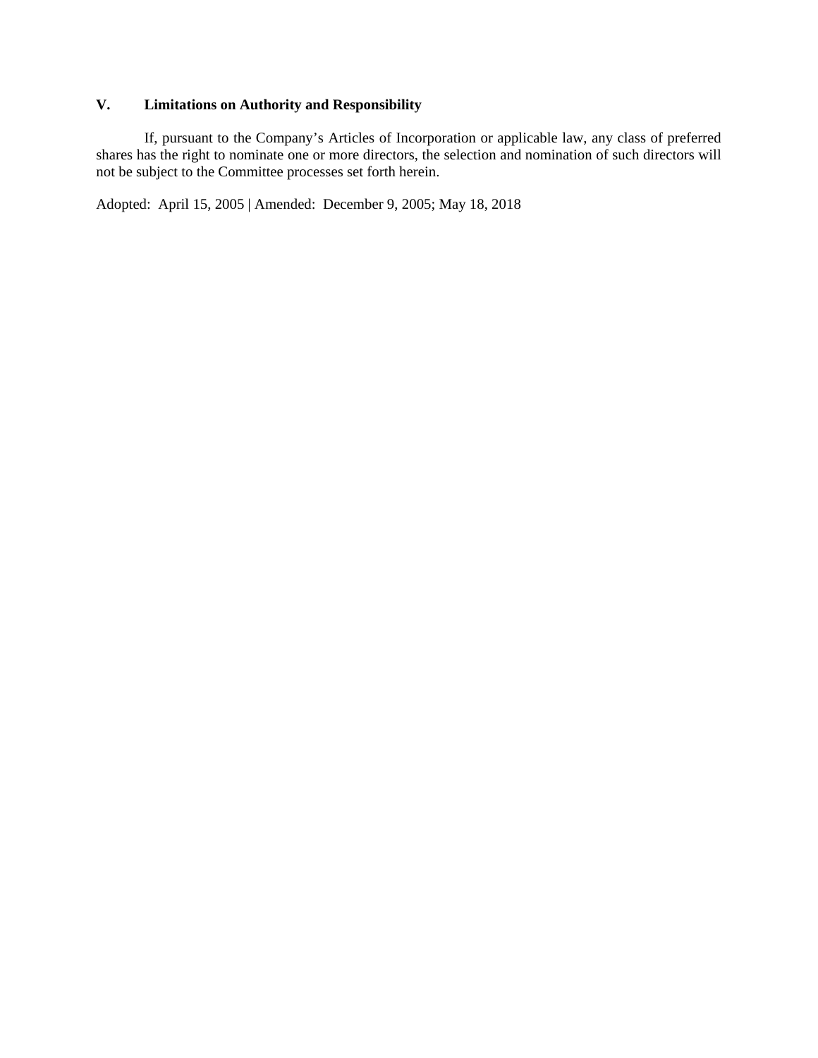## V. Limitations on Authority and Responsibility

If, pursuant to the Company's Articles of Incorporation or applicable law, any class of preferred shares has the right to nominate one or more directors, the selection and nomination of such directors will not be subject to the Committee processes set forth herein.

Adopted: April 15, 2005 | Amended: December 9, 2005; May 18, 2018